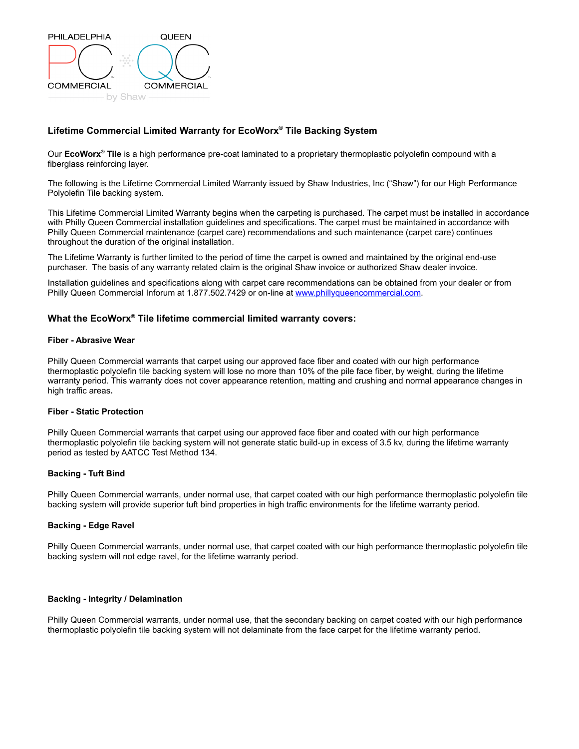PHILADELPHIA COMMERCIAL · QUEEN COMMERCIAL
by Shaw

## Lifetime Commercial Limited Warranty for EcoWorx® Tile Backing System

Our **EcoWorx® Tile** is a high performance pre-coat laminated to a proprietary thermoplastic polyolefin compound with a fiberglass reinforcing layer.

The following is the Lifetime Commercial Limited Warranty issued by Shaw Industries, Inc ("Shaw") for our High Performance Polyolefin Tile backing system.

This Lifetime Commercial Limited Warranty begins when the carpeting is purchased. The carpet must be installed in accordance with Philly Queen Commercial installation guidelines and specifications. The carpet must be maintained in accordance with Philly Queen Commercial maintenance (carpet care) recommendations and such maintenance (carpet care) continues throughout the duration of the original installation.

The Lifetime Warranty is further limited to the period of time the carpet is owned and maintained by the original end-use purchaser. The basis of any warranty related claim is the original Shaw invoice or authorized Shaw dealer invoice.

Installation guidelines and specifications along with carpet care recommendations can be obtained from your dealer or from Philly Queen Commercial Inforum at 1.877.502.7429 or on-line at [www.phillyqueencommercial.com](www.phillyqueencommercial.com).

## What the EcoWorx® Tile lifetime commercial limited warranty covers:

### Fiber - Abrasive Wear

Philly Queen Commercial warrants that carpet using our approved face fiber and coated with our high performance thermoplastic polyolefin tile backing system will lose no more than 10% of the pile face fiber, by weight, during the lifetime warranty period. This warranty does not cover appearance retention, matting and crushing and normal appearance changes in high traffic areas**.**

### Fiber - Static Protection

Philly Queen Commercial warrants that carpet using our approved face fiber and coated with our high performance thermoplastic polyolefin tile backing system will not generate static build-up in excess of 3.5 kv, during the lifetime warranty period as tested by AATCC Test Method 134.

### Backing - Tuft Bind

Philly Queen Commercial warrants, under normal use, that carpet coated with our high performance thermoplastic polyolefin tile backing system will provide superior tuft bind properties in high traffic environments for the lifetime warranty period.

### Backing - Edge Ravel

Philly Queen Commercial warrants, under normal use, that carpet coated with our high performance thermoplastic polyolefin tile backing system will not edge ravel, for the lifetime warranty period.

### Backing - Integrity / Delamination

Philly Queen Commercial warrants, under normal use, that the secondary backing on carpet coated with our high performance thermoplastic polyolefin tile backing system will not delaminate from the face carpet for the lifetime warranty period.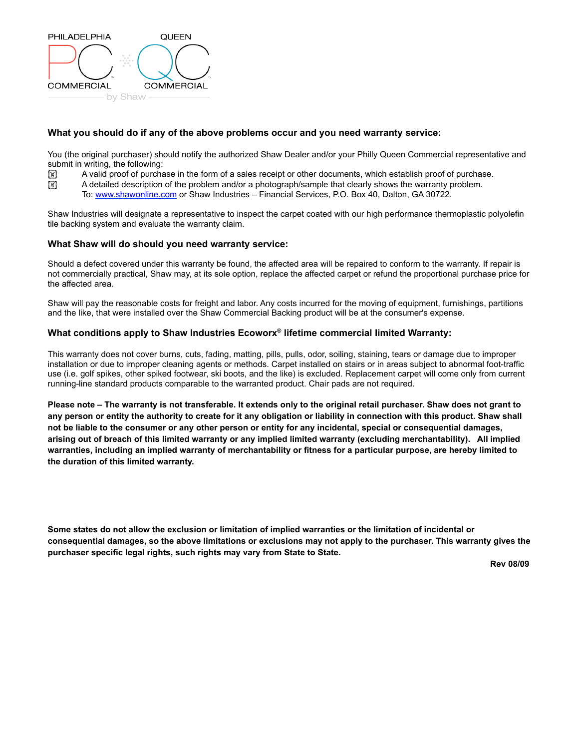### What you should do if any of the above problems occur and you need warranty service:

You (the original purchaser) should notify the authorized Shaw Dealer and/or your Philly Queen Commercial representative and submit in writing, the following:

- A valid proof of purchase in the form of a sales receipt or other documents, which establish proof of purchase.
- A detailed description of the problem and/or a photograph/sample that clearly shows the warranty problem.
  To: www.shawonline.com or Shaw Industries – Financial Services, P.O. Box 40, Dalton, GA 30722.

Shaw Industries will designate a representative to inspect the carpet coated with our high performance thermoplastic polyolefin tile backing system and evaluate the warranty claim.

### What Shaw will do should you need warranty service:

Should a defect covered under this warranty be found, the affected area will be repaired to conform to the warranty. If repair is not commercially practical, Shaw may, at its sole option, replace the affected carpet or refund the proportional purchase price for the affected area.

Shaw will pay the reasonable costs for freight and labor. Any costs incurred for the moving of equipment, furnishings, partitions and the like, that were installed over the Shaw Commercial Backing product will be at the consumer's expense.

### What conditions apply to Shaw Industries Ecoworx® lifetime commercial limited Warranty:

This warranty does not cover burns, cuts, fading, matting, pills, pulls, odor, soiling, staining, tears or damage due to improper installation or due to improper cleaning agents or methods. Carpet installed on stairs or in areas subject to abnormal foot-traffic use (i.e. golf spikes, other spiked footwear, ski boots, and the like) is excluded. Replacement carpet will come only from current running-line standard products comparable to the warranted product. Chair pads are not required.

**Please note – The warranty is not transferable. It extends only to the original retail purchaser. Shaw does not grant to any person or entity the authority to create for it any obligation or liability in connection with this product. Shaw shall not be liable to the consumer or any other person or entity for any incidental, special or consequential damages, arising out of breach of this limited warranty or any implied limited warranty (excluding merchantability). All implied warranties, including an implied warranty of merchantability or fitness for a particular purpose, are hereby limited to the duration of this limited warranty.**

**Some states do not allow the exclusion or limitation of implied warranties or the limitation of incidental or consequential damages, so the above limitations or exclusions may not apply to the purchaser. This warranty gives the purchaser specific legal rights, such rights may vary from State to State.**

**Rev 08/09**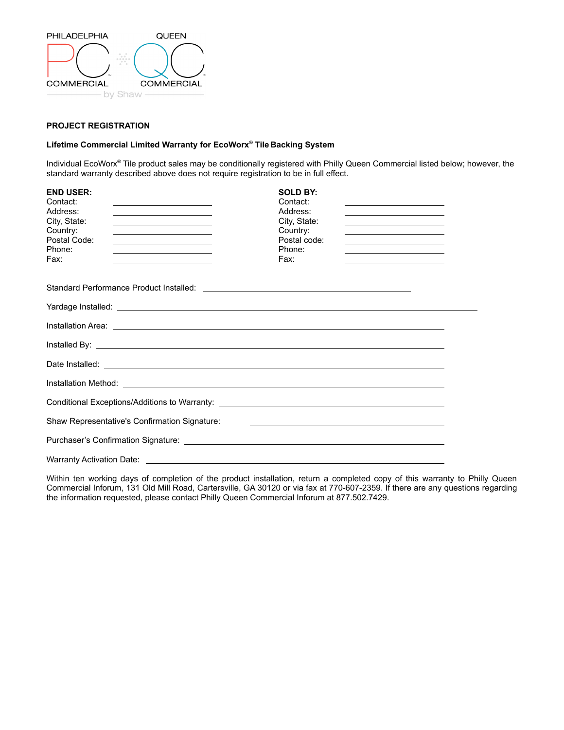PHILADELPHIA COMMERCIAL · QUEEN COMMERCIAL
by Shaw

**PROJECT REGISTRATION**

**Lifetime Commercial Limited Warranty for EcoWorx® Tile Backing System**

Individual EcoWorx® Tile product sales may be conditionally registered with Philly Queen Commercial listed below; however, the standard warranty described above does not require registration to be in full effect.

**END USER:**
Contact: ______________________
Address: ______________________
City, State: ______________________
Country: ______________________
Postal Code: ______________________
Phone: ______________________
Fax: ______________________

**SOLD BY:**
Contact: ______________________
Address: ______________________
City, State: ______________________
Country: ______________________
Postal code: ______________________
Phone: ______________________
Fax: ______________________

Standard Performance Product Installed: ______________________

Yardage Installed: ______________________

Installation Area: ______________________

Installed By: ______________________

Date Installed: ______________________

Installation Method: ______________________

Conditional Exceptions/Additions to Warranty: ______________________

Shaw Representative's Confirmation Signature: ______________________

Purchaser's Confirmation Signature: ______________________

Warranty Activation Date: ______________________

Within ten working days of completion of the product installation, return a completed copy of this warranty to Philly Queen Commercial Inforum, 131 Old Mill Road, Cartersville, GA 30120 or via fax at 770-607-2359. If there are any questions regarding the information requested, please contact Philly Queen Commercial Inforum at 877.502.7429.